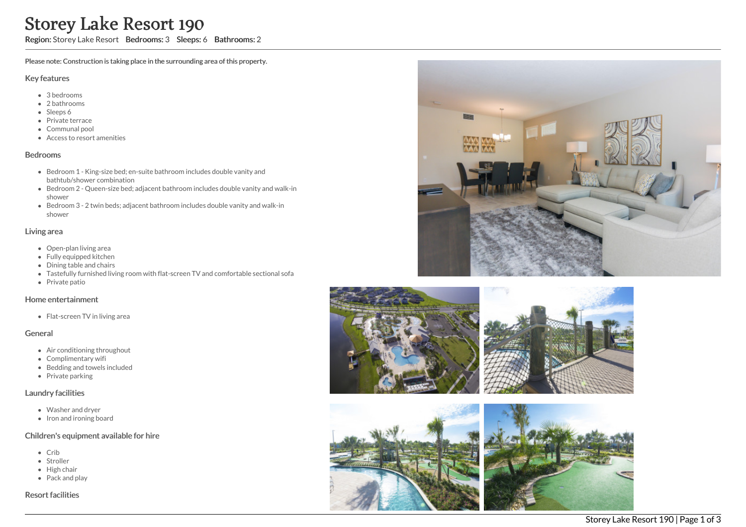# Storey Lake Resort 190

**Region:** Storey Lake Resort **Bedrooms:** 3 **Sleeps:** 6 **Bathrooms:** 2

**Please note: Construction is taking place in the surrounding area of this property.**

## Key features

- 3 bedrooms
- 2 bathrooms
- Sleeps 6
- Private terrace
- Communal pool
- Access to resort amenities

## Bedrooms

- Bedroom 1 - King-size bed; en-suite bathroom includes double vanity and bathtub/shower combination
- Bedroom 2 - Queen-size bed; adjacent bathroom includes double vanity and walk-in shower
- Bedroom 3 - 2 twin beds; adjacent bathroom includes double vanity and walk-in shower

## Living area

- Open-plan living area
- Fully equipped kitchen
- Dining table and chairs
- Tastefully furnished living room with flat-screen TV and comfortable sectional sofa
- Private patio

## Home entertainment

- Flat-screen TV in living area

## General

- Air conditioning throughout
- Complimentary wifi
- Bedding and towels included
- Private parking

## Laundry facilities

- Washer and dryer
- Iron and ironing board

## Children's equipment available for hire

- Crib
- Stroller
- High chair
- Pack and play

## Resort facilities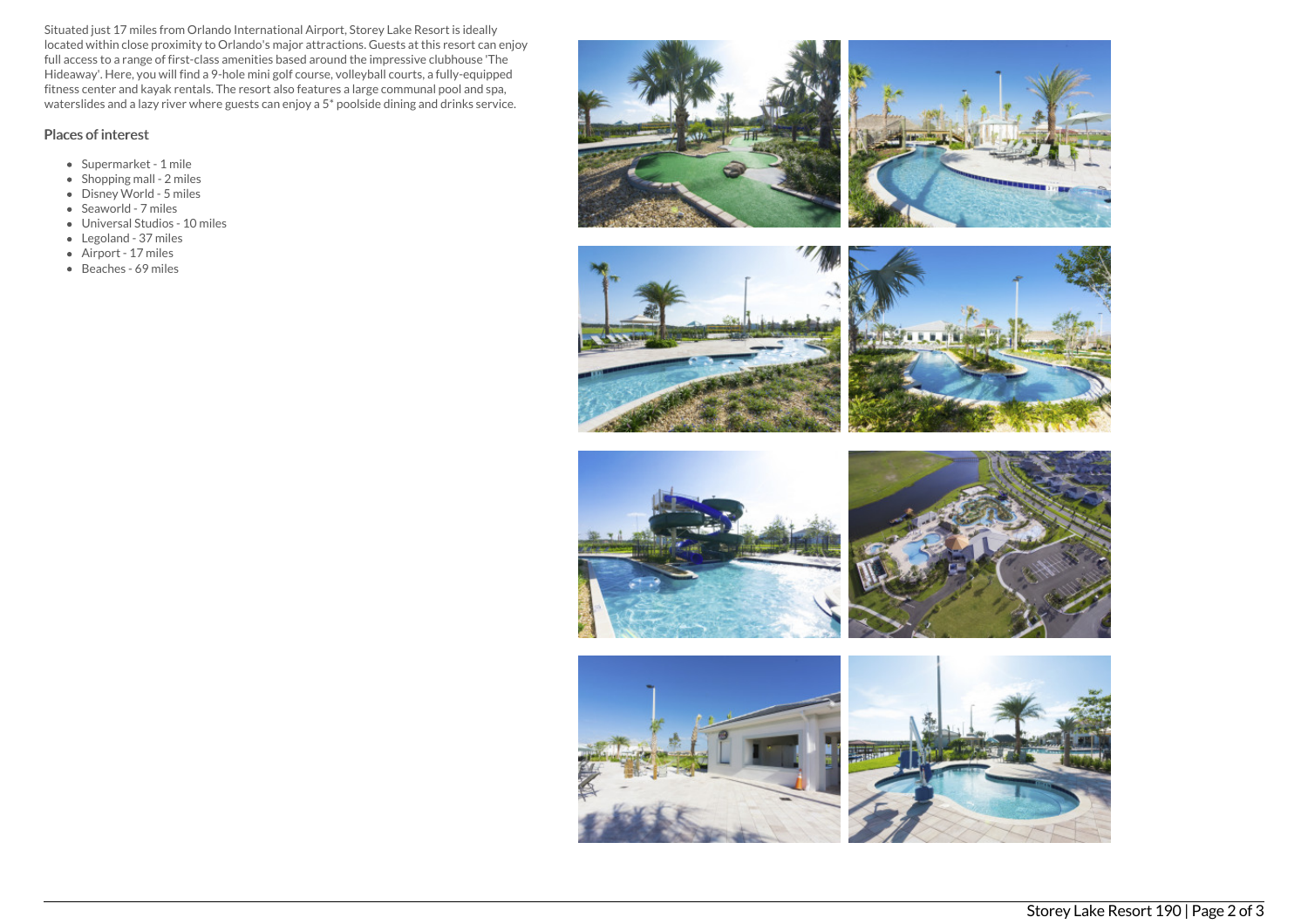Situated just 17 miles from Orlando International Airport, Storey Lake Resort is ideally located within close proximity to Orlando's major attractions. Guests at this resort can enjoy full access to a range of first-class amenities based around the impressive clubhouse 'The Hideaway'. Here, you will find a 9-hole mini golf course, volleyball courts, a fully-equipped fitness center and kayak rentals. The resort also features a large communal pool and spa, waterslides and a lazy river where guests can enjoy a 5* poolside dining and drinks service.

## Places of interest

- Supermarket - 1 mile
- Shopping mall - 2 miles
- Disney World - 5 miles
- Seaworld - 7 miles
- Universal Studios - 10 miles
- Legoland - 37 miles
- Airport - 17 miles
- Beaches - 69 miles